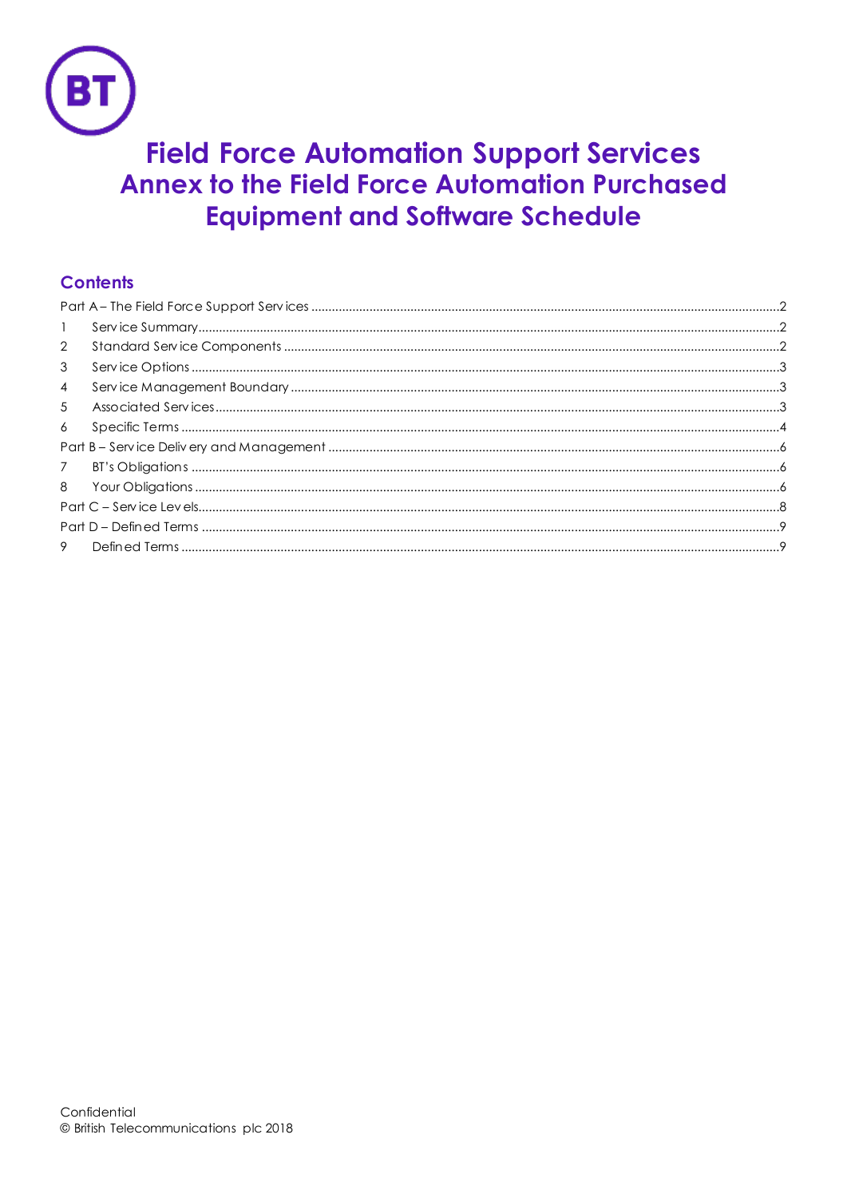# Field Force Automation Support Services
## Annex to the Field Force Automation Purchased Equipment and Software Schedule

## Contents

Part A – The Field Force Support Services ....................2
1 Service Summary ....................2
2 Standard Service Components ....................2
3 Service Options ....................3
4 Service Management Boundary ....................3
5 Associated Services ....................3
6 Specific Terms ....................4
Part B – Service Delivery and Management ....................6
7 BT's Obligations ....................6
8 Your Obligations ....................6
Part C – Service Levels ....................8
Part D – Defined Terms ....................9
9 Defined Terms ....................9

Confidential
© British Telecommunications plc 2018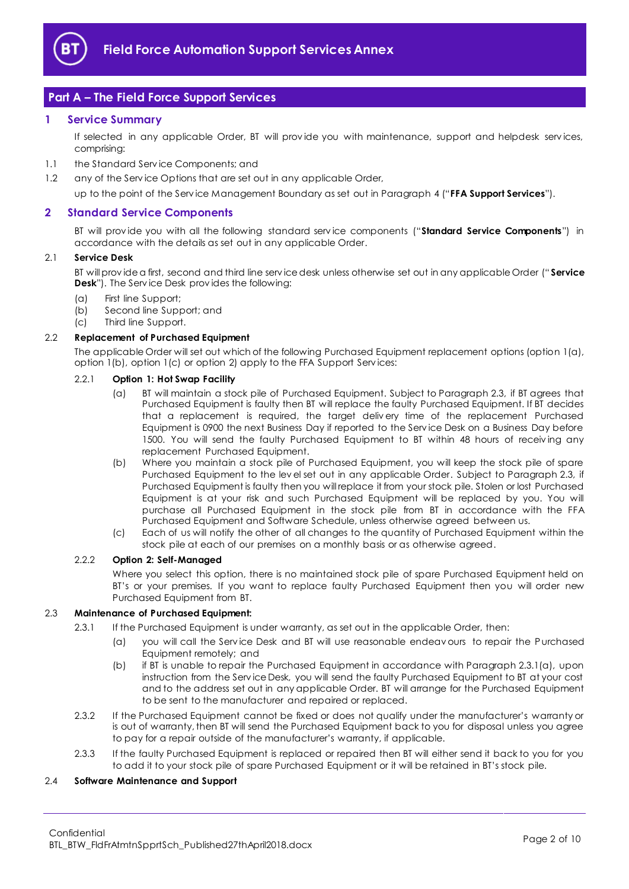# Field Force Automation Support Services Annex

## Part A – The Field Force Support Services

## 1 Service Summary

If selected in any applicable Order, BT will provide you with maintenance, support and helpdesk services, comprising:

1.1 the Standard Service Components; and

1.2 any of the Service Options that are set out in any applicable Order,

up to the point of the Service Management Boundary as set out in Paragraph 4 ("**FFA Support Services**").

## 2 Standard Service Components

BT will provide you with all the following standard service components ("**Standard Service Components**") in accordance with the details as set out in any applicable Order.

### 2.1 Service Desk

BT will provide a first, second and third line service desk unless otherwise set out in any applicable Order ("**Service Desk**"). The Service Desk provides the following:

(a) First line Support;
(b) Second line Support; and
(c) Third line Support.

### 2.2 Replacement of Purchased Equipment

The applicable Order will set out which of the following Purchased Equipment replacement options (option 1(a), option 1(b), option 1(c) or option 2) apply to the FFA Support Services:

#### 2.2.1 Option 1: Hot Swap Facility

(a) BT will maintain a stock pile of Purchased Equipment. Subject to Paragraph 2.3, if BT agrees that Purchased Equipment is faulty then BT will replace the faulty Purchased Equipment. If BT decides that a replacement is required, the target delivery time of the replacement Purchased Equipment is 0900 the next Business Day if reported to the Service Desk on a Business Day before 1500. You will send the faulty Purchased Equipment to BT within 48 hours of receiving any replacement Purchased Equipment.

(b) Where you maintain a stock pile of Purchased Equipment, you will keep the stock pile of spare Purchased Equipment to the level set out in any applicable Order. Subject to Paragraph 2.3, if Purchased Equipment is faulty then you will replace it from your stock pile. Stolen or lost Purchased Equipment is at your risk and such Purchased Equipment will be replaced by you. You will purchase all Purchased Equipment in the stock pile from BT in accordance with the FFA Purchased Equipment and Software Schedule, unless otherwise agreed between us.

(c) Each of us will notify the other of all changes to the quantity of Purchased Equipment within the stock pile at each of our premises on a monthly basis or as otherwise agreed.

#### 2.2.2 Option 2: Self-Managed

Where you select this option, there is no maintained stock pile of spare Purchased Equipment held on BT's or your premises. If you want to replace faulty Purchased Equipment then you will order new Purchased Equipment from BT.

### 2.3 Maintenance of Purchased Equipment:

2.3.1 If the Purchased Equipment is under warranty, as set out in the applicable Order, then:

(a) you will call the Service Desk and BT will use reasonable endeavours to repair the Purchased Equipment remotely; and

(b) if BT is unable to repair the Purchased Equipment in accordance with Paragraph 2.3.1(a), upon instruction from the Service Desk, you will send the faulty Purchased Equipment to BT at your cost and to the address set out in any applicable Order. BT will arrange for the Purchased Equipment to be sent to the manufacturer and repaired or replaced.

2.3.2 If the Purchased Equipment cannot be fixed or does not qualify under the manufacturer's warranty or is out of warranty, then BT will send the Purchased Equipment back to you for disposal unless you agree to pay for a repair outside of the manufacturer's warranty, if applicable.

2.3.3 If the faulty Purchased Equipment is replaced or repaired then BT will either send it back to you for you to add it to your stock pile of spare Purchased Equipment or it will be retained in BT's stock pile.

### 2.4 Software Maintenance and Support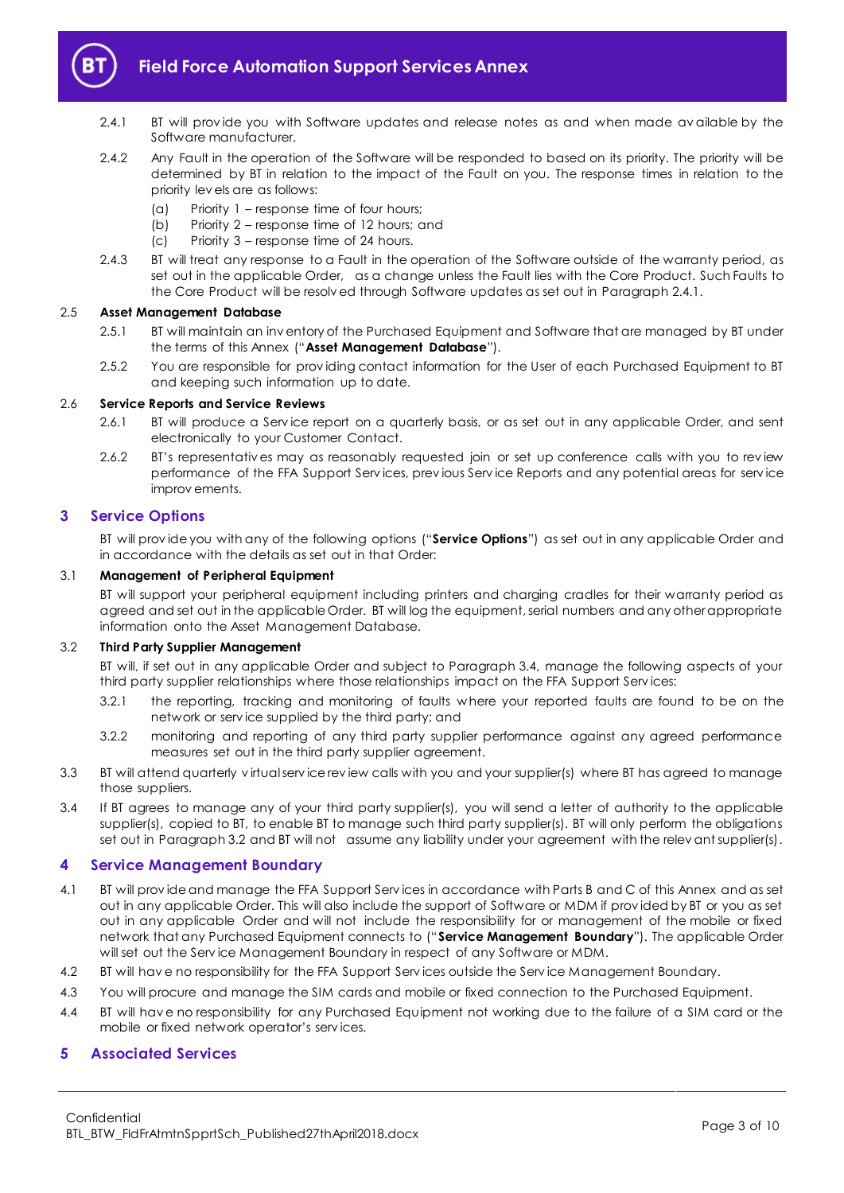2.4.1 BT will provide you with Software updates and release notes as and when made available by the Software manufacturer.

2.4.2 Any Fault in the operation of the Software will be responded to based on its priority. The priority will be determined by BT in relation to the impact of the Fault on you. The response times in relation to the priority levels are as follows:

(a) Priority 1 – response time of four hours;

(b) Priority 2 – response time of 12 hours; and

(c) Priority 3 – response time of 24 hours.

2.4.3 BT will treat any response to a Fault in the operation of the Software outside of the warranty period, as set out in the applicable Order, as a change unless the Fault lies with the Core Product. Such Faults to the Core Product will be resolved through Software updates as set out in Paragraph 2.4.1.

### 2.5 Asset Management Database

2.5.1 BT will maintain an inventory of the Purchased Equipment and Software that are managed by BT under the terms of this Annex ("**Asset Management Database**").

2.5.2 You are responsible for providing contact information for the User of each Purchased Equipment to BT and keeping such information up to date.

### 2.6 Service Reports and Service Reviews

2.6.1 BT will produce a Service report on a quarterly basis, or as set out in any applicable Order, and sent electronically to your Customer Contact.

2.6.2 BT's representatives may as reasonably requested join or set up conference calls with you to review performance of the FFA Support Services, previous Service Reports and any potential areas for service improvements.

## 3 Service Options

BT will provide you with any of the following options ("**Service Options**") as set out in any applicable Order and in accordance with the details as set out in that Order:

### 3.1 Management of Peripheral Equipment

BT will support your peripheral equipment including printers and charging cradles for their warranty period as agreed and set out in the applicable Order. BT will log the equipment, serial numbers and any other appropriate information onto the Asset Management Database.

### 3.2 Third Party Supplier Management

BT will, if set out in any applicable Order and subject to Paragraph 3.4, manage the following aspects of your third party supplier relationships where those relationships impact on the FFA Support Services:

3.2.1 the reporting, tracking and monitoring of faults where your reported faults are found to be on the network or service supplied by the third party; and

3.2.2 monitoring and reporting of any third party supplier performance against any agreed performance measures set out in the third party supplier agreement.

3.3 BT will attend quarterly virtual service review calls with you and your supplier(s) where BT has agreed to manage those suppliers.

3.4 If BT agrees to manage any of your third party supplier(s), you will send a letter of authority to the applicable supplier(s), copied to BT, to enable BT to manage such third party supplier(s). BT will only perform the obligations set out in Paragraph 3.2 and BT will not assume any liability under your agreement with the relevant supplier(s).

## 4 Service Management Boundary

4.1 BT will provide and manage the FFA Support Services in accordance with Parts B and C of this Annex and as set out in any applicable Order. This will also include the support of Software or MDM if provided by BT or you as set out in any applicable Order and will not include the responsibility for or management of the mobile or fixed network that any Purchased Equipment connects to ("**Service Management Boundary**"). The applicable Order will set out the Service Management Boundary in respect of any Software or MDM.

4.2 BT will have no responsibility for the FFA Support Services outside the Service Management Boundary.

4.3 You will procure and manage the SIM cards and mobile or fixed connection to the Purchased Equipment.

4.4 BT will have no responsibility for any Purchased Equipment not working due to the failure of a SIM card or the mobile or fixed network operator's services.

## 5 Associated Services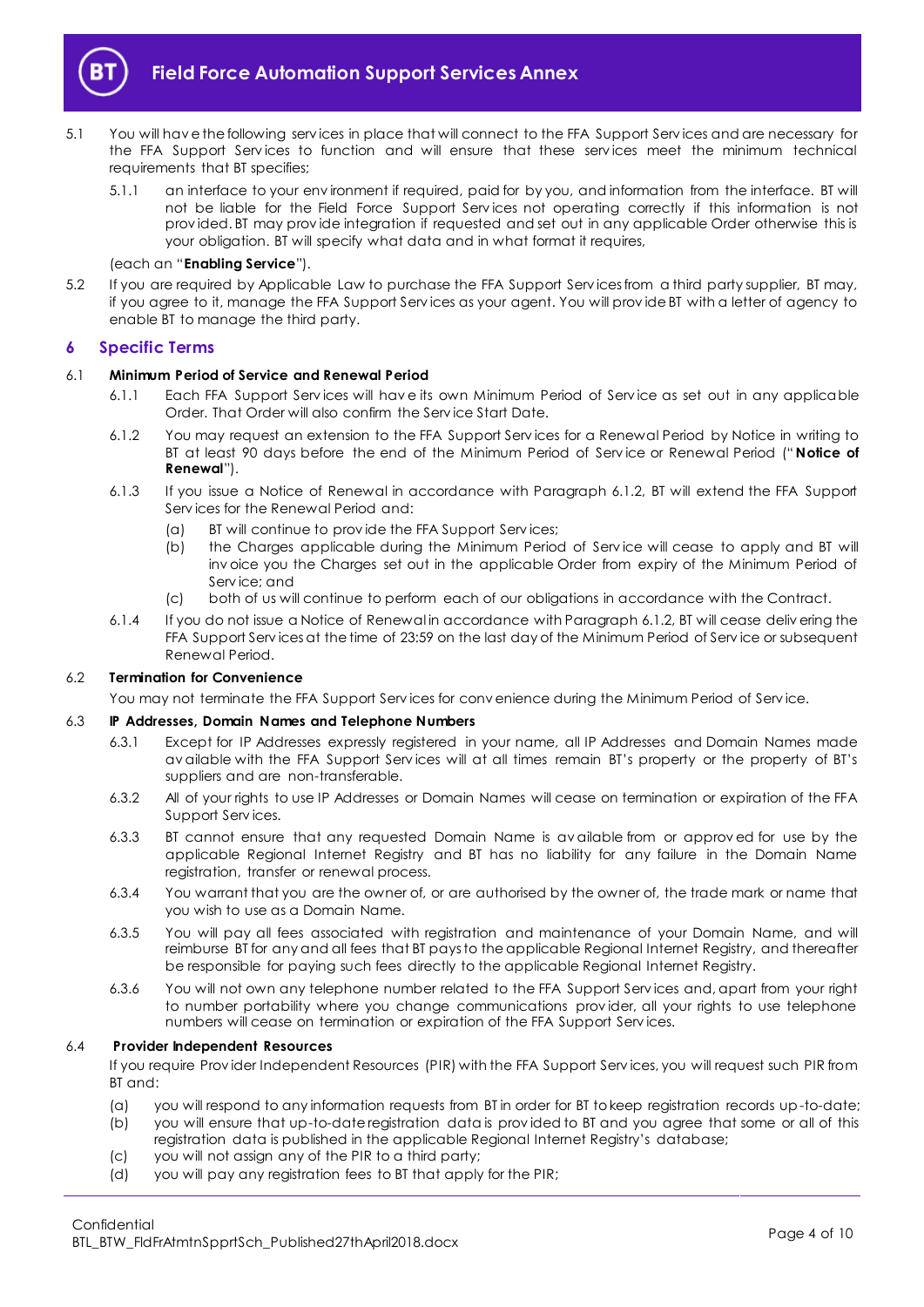5.1 You will have the following services in place that will connect to the FFA Support Services and are necessary for the FFA Support Services to function and will ensure that these services meet the minimum technical requirements that BT specifies;

5.1.1 an interface to your environment if required, paid for by you, and information from the interface. BT will not be liable for the Field Force Support Services not operating correctly if this information is not provided. BT may provide integration if requested and set out in any applicable Order otherwise this is your obligation. BT will specify what data and in what format it requires,

(each an "**Enabling Service**").

5.2 If you are required by Applicable Law to purchase the FFA Support Services from a third party supplier, BT may, if you agree to it, manage the FFA Support Services as your agent. You will provide BT with a letter of agency to enable BT to manage the third party.

## 6 Specific Terms

### 6.1 Minimum Period of Service and Renewal Period

6.1.1 Each FFA Support Services will have its own Minimum Period of Service as set out in any applicable Order. That Order will also confirm the Service Start Date.

6.1.2 You may request an extension to the FFA Support Services for a Renewal Period by Notice in writing to BT at least 90 days before the end of the Minimum Period of Service or Renewal Period ("**Notice of Renewal**").

6.1.3 If you issue a Notice of Renewal in accordance with Paragraph 6.1.2, BT will extend the FFA Support Services for the Renewal Period and:

(a) BT will continue to provide the FFA Support Services;

(b) the Charges applicable during the Minimum Period of Service will cease to apply and BT will invoice you the Charges set out in the applicable Order from expiry of the Minimum Period of Service; and

(c) both of us will continue to perform each of our obligations in accordance with the Contract.

6.1.4 If you do not issue a Notice of Renewal in accordance with Paragraph 6.1.2, BT will cease delivering the FFA Support Services at the time of 23:59 on the last day of the Minimum Period of Service or subsequent Renewal Period.

### 6.2 Termination for Convenience

You may not terminate the FFA Support Services for convenience during the Minimum Period of Service.

### 6.3 IP Addresses, Domain Names and Telephone Numbers

6.3.1 Except for IP Addresses expressly registered in your name, all IP Addresses and Domain Names made available with the FFA Support Services will at all times remain BT's property or the property of BT's suppliers and are non-transferable.

6.3.2 All of your rights to use IP Addresses or Domain Names will cease on termination or expiration of the FFA Support Services.

6.3.3 BT cannot ensure that any requested Domain Name is available from or approved for use by the applicable Regional Internet Registry and BT has no liability for any failure in the Domain Name registration, transfer or renewal process.

6.3.4 You warrant that you are the owner of, or are authorised by the owner of, the trade mark or name that you wish to use as a Domain Name.

6.3.5 You will pay all fees associated with registration and maintenance of your Domain Name, and will reimburse BT for any and all fees that BT pays to the applicable Regional Internet Registry, and thereafter be responsible for paying such fees directly to the applicable Regional Internet Registry.

6.3.6 You will not own any telephone number related to the FFA Support Services and, apart from your right to number portability where you change communications provider, all your rights to use telephone numbers will cease on termination or expiration of the FFA Support Services.

### 6.4 Provider Independent Resources

If you require Provider Independent Resources (PIR) with the FFA Support Services, you will request such PIR from BT and:

(a) you will respond to any information requests from BT in order for BT to keep registration records up-to-date;

(b) you will ensure that up-to-date registration data is provided to BT and you agree that some or all of this registration data is published in the applicable Regional Internet Registry's database;

(c) you will not assign any of the PIR to a third party;

(d) you will pay any registration fees to BT that apply for the PIR;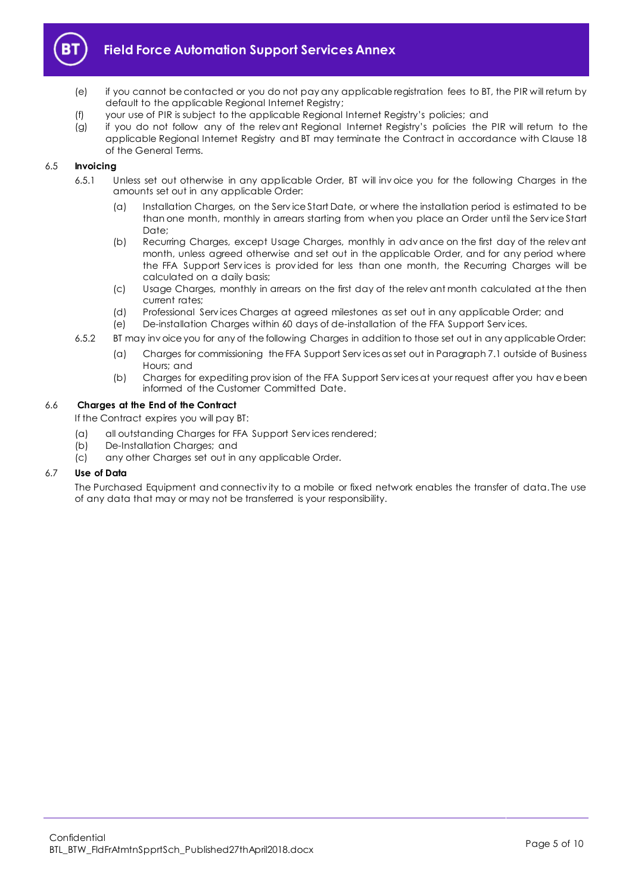(e) if you cannot be contacted or you do not pay any applicable registration fees to BT, the PIR will return by default to the applicable Regional Internet Registry;

(f) your use of PIR is subject to the applicable Regional Internet Registry's policies; and

(g) if you do not follow any of the relevant Regional Internet Registry's policies the PIR will return to the applicable Regional Internet Registry and BT may terminate the Contract in accordance with Clause 18 of the General Terms.

6.5 **Invoicing**

6.5.1 Unless set out otherwise in any applicable Order, BT will invoice you for the following Charges in the amounts set out in any applicable Order:

(a) Installation Charges, on the Service Start Date, or where the installation period is estimated to be than one month, monthly in arrears starting from when you place an Order until the Service Start Date;

(b) Recurring Charges, except Usage Charges, monthly in advance on the first day of the relevant month, unless agreed otherwise and set out in the applicable Order, and for any period where the FFA Support Services is provided for less than one month, the Recurring Charges will be calculated on a daily basis;

(c) Usage Charges, monthly in arrears on the first day of the relevant month calculated at the then current rates;

(d) Professional Services Charges at agreed milestones as set out in any applicable Order; and

(e) De-installation Charges within 60 days of de-installation of the FFA Support Services.

6.5.2 BT may invoice you for any of the following Charges in addition to those set out in any applicable Order:

(a) Charges for commissioning the FFA Support Services as set out in Paragraph 7.1 outside of Business Hours; and

(b) Charges for expediting provision of the FFA Support Services at your request after you have been informed of the Customer Committed Date.

6.6 **Charges at the End of the Contract**

If the Contract expires you will pay BT:

(a) all outstanding Charges for FFA Support Services rendered;

(b) De-Installation Charges; and

(c) any other Charges set out in any applicable Order.

6.7 **Use of Data**

The Purchased Equipment and connectivity to a mobile or fixed network enables the transfer of data. The use of any data that may or may not be transferred is your responsibility.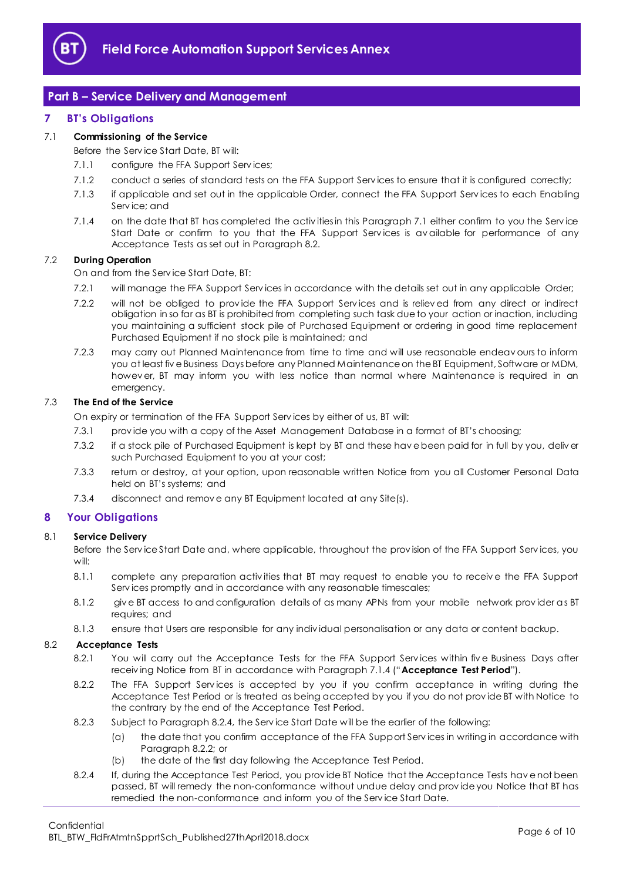## Part B – Service Delivery and Management

## 7 BT's Obligations

7.1 **Commissioning of the Service**

Before the Service Start Date, BT will:

7.1.1 configure the FFA Support Services;

7.1.2 conduct a series of standard tests on the FFA Support Services to ensure that it is configured correctly;

7.1.3 if applicable and set out in the applicable Order, connect the FFA Support Services to each Enabling Service; and

7.1.4 on the date that BT has completed the activities in this Paragraph 7.1 either confirm to you the Service Start Date or confirm to you that the FFA Support Services is available for performance of any Acceptance Tests as set out in Paragraph 8.2.

7.2 **During Operation**

On and from the Service Start Date, BT:

7.2.1 will manage the FFA Support Services in accordance with the details set out in any applicable Order;

7.2.2 will not be obliged to provide the FFA Support Services and is relieved from any direct or indirect obligation in so far as BT is prohibited from completing such task due to your action or inaction, including you maintaining a sufficient stock pile of Purchased Equipment or ordering in good time replacement Purchased Equipment if no stock pile is maintained; and

7.2.3 may carry out Planned Maintenance from time to time and will use reasonable endeavours to inform you at least five Business Days before any Planned Maintenance on the BT Equipment, Software or MDM, however, BT may inform you with less notice than normal where Maintenance is required in an emergency.

7.3 **The End of the Service**

On expiry or termination of the FFA Support Services by either of us, BT will:

7.3.1 provide you with a copy of the Asset Management Database in a format of BT's choosing;

7.3.2 if a stock pile of Purchased Equipment is kept by BT and these have been paid for in full by you, deliver such Purchased Equipment to you at your cost;

7.3.3 return or destroy, at your option, upon reasonable written Notice from you all Customer Personal Data held on BT's systems; and

7.3.4 disconnect and remove any BT Equipment located at any Site(s).

## 8 Your Obligations

8.1 **Service Delivery**

Before the Service Start Date and, where applicable, throughout the provision of the FFA Support Services, you will:

8.1.1 complete any preparation activities that BT may request to enable you to receive the FFA Support Services promptly and in accordance with any reasonable timescales;

8.1.2 give BT access to and configuration details of as many APNs from your mobile network provider as BT requires; and

8.1.3 ensure that Users are responsible for any individual personalisation or any data or content backup.

8.2 **Acceptance Tests**

8.2.1 You will carry out the Acceptance Tests for the FFA Support Services within five Business Days after receiving Notice from BT in accordance with Paragraph 7.1.4 ("**Acceptance Test Period**").

8.2.2 The FFA Support Services is accepted by you if you confirm acceptance in writing during the Acceptance Test Period or is treated as being accepted by you if you do not provide BT with Notice to the contrary by the end of the Acceptance Test Period.

8.2.3 Subject to Paragraph 8.2.4, the Service Start Date will be the earlier of the following:

(a) the date that you confirm acceptance of the FFA Support Services in writing in accordance with Paragraph 8.2.2; or

(b) the date of the first day following the Acceptance Test Period.

8.2.4 If, during the Acceptance Test Period, you provide BT Notice that the Acceptance Tests have not been passed, BT will remedy the non-conformance without undue delay and provide you Notice that BT has remedied the non-conformance and inform you of the Service Start Date.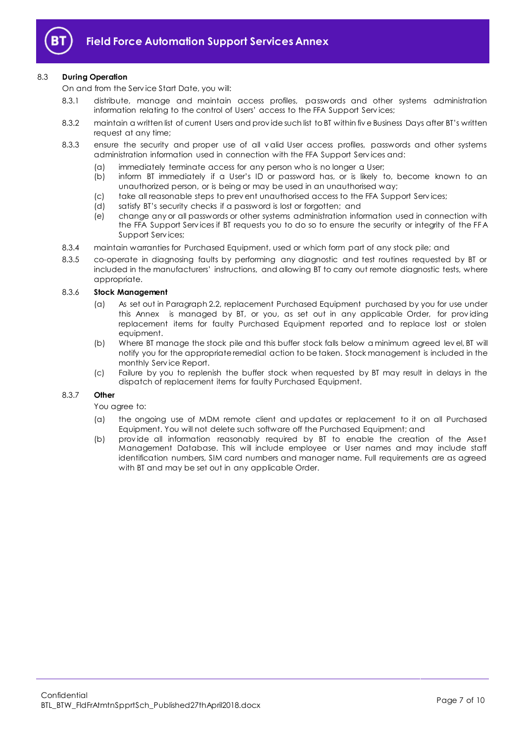8.3 **During Operation**

On and from the Service Start Date, you will:

8.3.1 distribute, manage and maintain access profiles, passwords and other systems administration information relating to the control of Users' access to the FFA Support Services;

8.3.2 maintain a written list of current Users and provide such list to BT within five Business Days after BT's written request at any time;

8.3.3 ensure the security and proper use of all valid User access profiles, passwords and other systems administration information used in connection with the FFA Support Services and:

- (a) immediately terminate access for any person who is no longer a User;
- (b) inform BT immediately if a User's ID or password has, or is likely to, become known to an unauthorized person, or is being or may be used in an unauthorised way;
- (c) take all reasonable steps to prevent unauthorised access to the FFA Support Services;
- (d) satisfy BT's security checks if a password is lost or forgotten; and
- (e) change any or all passwords or other systems administration information used in connection with the FFA Support Services if BT requests you to do so to ensure the security or integrity of the FFA Support Services;

8.3.4 maintain warranties for Purchased Equipment, used or which form part of any stock pile; and

8.3.5 co-operate in diagnosing faults by performing any diagnostic and test routines requested by BT or included in the manufacturers' instructions, and allowing BT to carry out remote diagnostic tests, where appropriate.

8.3.6 **Stock Management**

- (a) As set out in Paragraph 2.2, replacement Purchased Equipment purchased by you for use under this Annex is managed by BT, or you, as set out in any applicable Order, for providing replacement items for faulty Purchased Equipment reported and to replace lost or stolen equipment.
- (b) Where BT manage the stock pile and this buffer stock falls below a minimum agreed level, BT will notify you for the appropriate remedial action to be taken. Stock management is included in the monthly Service Report.
- (c) Failure by you to replenish the buffer stock when requested by BT may result in delays in the dispatch of replacement items for faulty Purchased Equipment.

8.3.7 **Other**

You agree to:

- (a) the ongoing use of MDM remote client and updates or replacement to it on all Purchased Equipment. You will not delete such software off the Purchased Equipment; and
- (b) provide all information reasonably required by BT to enable the creation of the Asset Management Database. This will include employee or User names and may include staff identification numbers, SIM card numbers and manager name. Full requirements are as agreed with BT and may be set out in any applicable Order.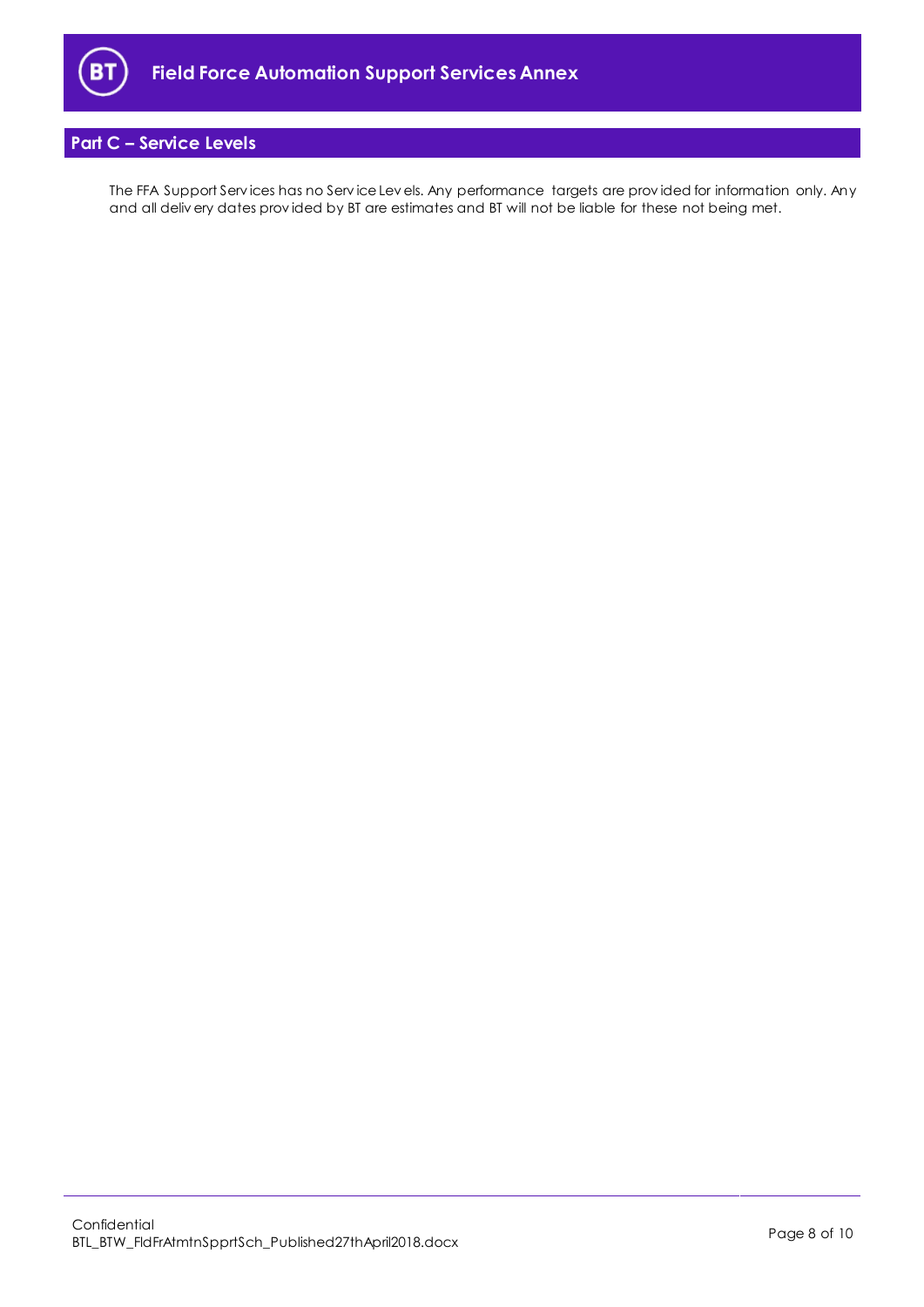## Part C – Service Levels

The FFA Support Services has no Service Levels. Any performance targets are provided for information only. Any and all delivery dates provided by BT are estimates and BT will not be liable for these not being met.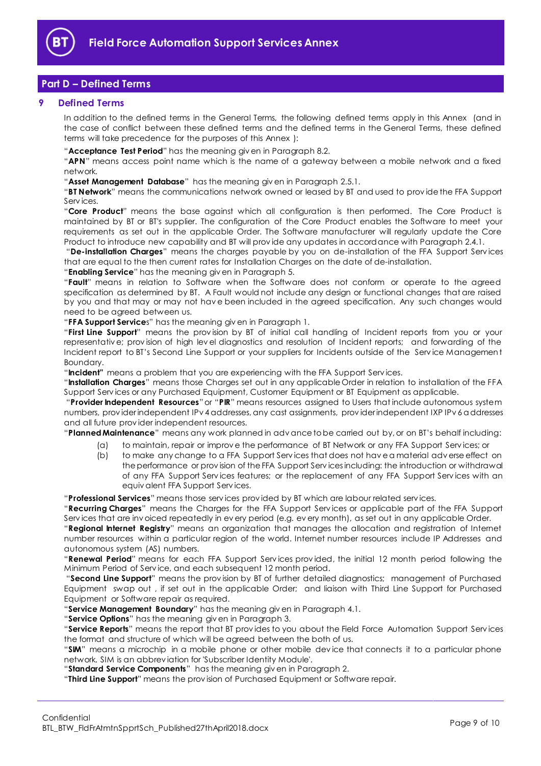## Part D – Defined Terms

### 9 Defined Terms

In addition to the defined terms in the General Terms, the following defined terms apply in this Annex (and in the case of conflict between these defined terms and the defined terms in the General Terms, these defined terms will take precedence for the purposes of this Annex ):

"**Acceptance Test Period**" has the meaning given in Paragraph 8.2.

"**APN**" means access point name which is the name of a gateway between a mobile network and a fixed network.

"**Asset Management Database**" has the meaning given in Paragraph 2.5.1.

"**BT Network**" means the communications network owned or leased by BT and used to provide the FFA Support Services.

"**Core Product**" means the base against which all configuration is then performed. The Core Product is maintained by BT or BT's supplier. The configuration of the Core Product enables the Software to meet your requirements as set out in the applicable Order. The Software manufacturer will regularly update the Core Product to introduce new capability and BT will provide any updates in accordance with Paragraph 2.4.1.

"**De-installation Charges**" means the charges payable by you on de-installation of the FFA Support Services that are equal to the then current rates for Installation Charges on the date of de-installation.

"**Enabling Service**" has the meaning given in Paragraph 5.

"**Fault**" means in relation to Software when the Software does not conform or operate to the agreed specification as determined by BT. A Fault would not include any design or functional changes that are raised by you and that may or may not have been included in the agreed specification. Any such changes would need to be agreed between us.

"**FFA Support Service**s" has the meaning given in Paragraph 1.

"**First Line Support**" means the provision by BT of initial call handling of Incident reports from you or your representative; provision of high level diagnostics and resolution of Incident reports; and forwarding of the Incident report to BT's Second Line Support or your suppliers for Incidents outside of the Service Management Boundary.

"**Incident"** means a problem that you are experiencing with the FFA Support Services.

"**Installation Charges**" means those Charges set out in any applicable Order in relation to installation of the FFA Support Services or any Purchased Equipment, Customer Equipment or BT Equipment as applicable.

"**Provider Independent Resources**" or "**PIR**" means resources assigned to Users that include autonomous system numbers, provider independent IPv4 addresses, any cast assignments, provider independent IXP IPv6 addresses and all future provider independent resources.

"**Planned Maintenance**" means any work planned in advance to be carried out by, or on BT's behalf including:

(a) to maintain, repair or improve the performance of BT Network or any FFA Support Services; or

(b) to make any change to a FFA Support Services that does not have a material adverse effect on the performance or provision of the FFA Support Services including: the introduction or withdrawal of any FFA Support Services features; or the replacement of any FFA Support Services with an equivalent FFA Support Services.

"**Professional Services**" means those services provided by BT which are labour related services.

"**Recurring Charges**" means the Charges for the FFA Support Services or applicable part of the FFA Support Services that are invoiced repeatedly in every period (e.g. every month), as set out in any applicable Order.

"**Regional Internet Registry**" means an organization that manages the allocation and registration of Internet number resources within a particular region of the world. Internet number resources include IP Addresses and autonomous system (AS) numbers.

"**Renewal Period**" means for each FFA Support Services provided, the initial 12 month period following the Minimum Period of Service, and each subsequent 12 month period.

"**Second Line Support**" means the provision by BT of further detailed diagnostics; management of Purchased Equipment swap out , if set out in the applicable Order; and liaison with Third Line Support for Purchased Equipment or Software repair as required.

"**Service Management Boundary**" has the meaning given in Paragraph 4.1.

"**Service Options**" has the meaning given in Paragraph 3.

"**Service Reports**" means the report that BT provides to you about the Field Force Automation Support Services the format and structure of which will be agreed between the both of us.

"**SIM**" means a microchip in a mobile phone or other mobile device that connects it to a particular phone network. SIM is an abbreviation for 'Subscriber Identity Module'.

"**Standard Service Components**" has the meaning given in Paragraph 2.

"**Third Line Support**" means the provision of Purchased Equipment or Software repair.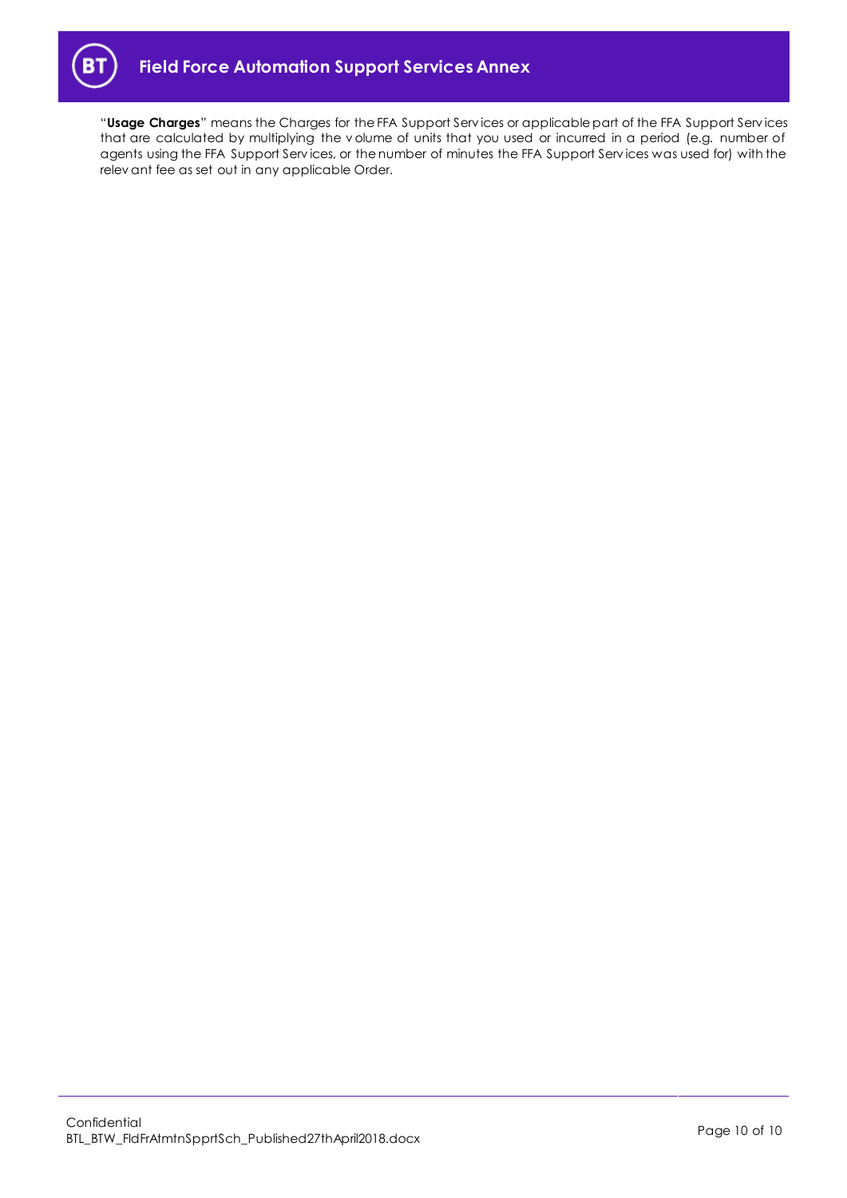"**Usage Charges**" means the Charges for the FFA Support Services or applicable part of the FFA Support Services that are calculated by multiplying the volume of units that you used or incurred in a period (e.g. number of agents using the FFA Support Services, or the number of minutes the FFA Support Services was used for) with the relevant fee as set out in any applicable Order.